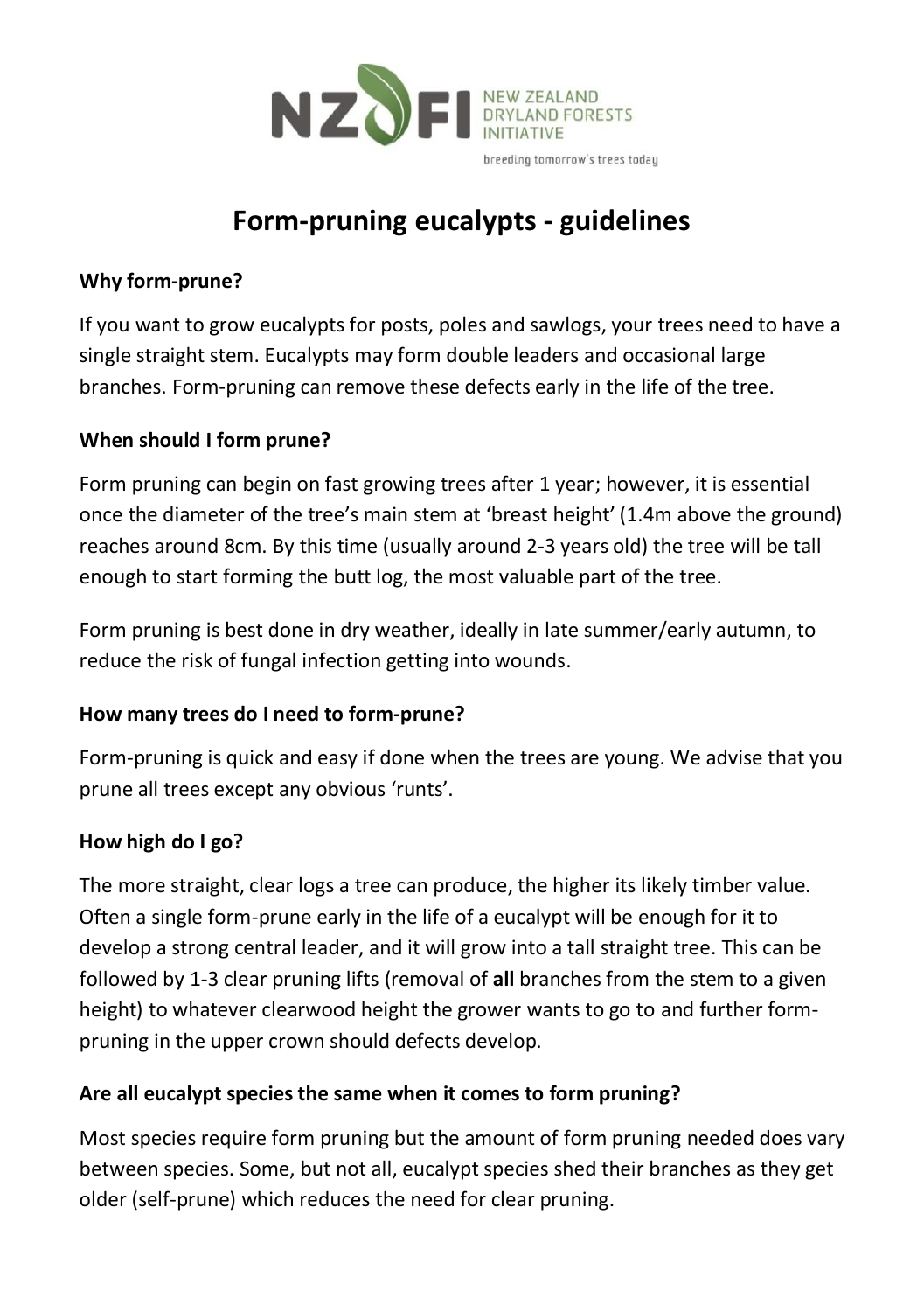NZDFI NEW ZEALAND DRYLAND FORESTS INITIATIVE

breeding tomorrow's trees today

# Form-pruning eucalypts - guidelines

## Why form-prune?

If you want to grow eucalypts for posts, poles and sawlogs, your trees need to have a single straight stem. Eucalypts may form double leaders and occasional large branches. Form-pruning can remove these defects early in the life of the tree.

## When should I form prune?

Form pruning can begin on fast growing trees after 1 year; however, it is essential once the diameter of the tree's main stem at 'breast height' (1.4m above the ground) reaches around 8cm. By this time (usually around 2-3 years old) the tree will be tall enough to start forming the butt log, the most valuable part of the tree.

Form pruning is best done in dry weather, ideally in late summer/early autumn, to reduce the risk of fungal infection getting into wounds.

## How many trees do I need to form-prune?

Form-pruning is quick and easy if done when the trees are young. We advise that you prune all trees except any obvious 'runts'.

## How high do I go?

The more straight, clear logs a tree can produce, the higher its likely timber value. Often a single form-prune early in the life of a eucalypt will be enough for it to develop a strong central leader, and it will grow into a tall straight tree. This can be followed by 1-3 clear pruning lifts (removal of **all** branches from the stem to a given height) to whatever clearwood height the grower wants to go to and further form-pruning in the upper crown should defects develop.

## Are all eucalypt species the same when it comes to form pruning?

Most species require form pruning but the amount of form pruning needed does vary between species. Some, but not all, eucalypt species shed their branches as they get older (self-prune) which reduces the need for clear pruning.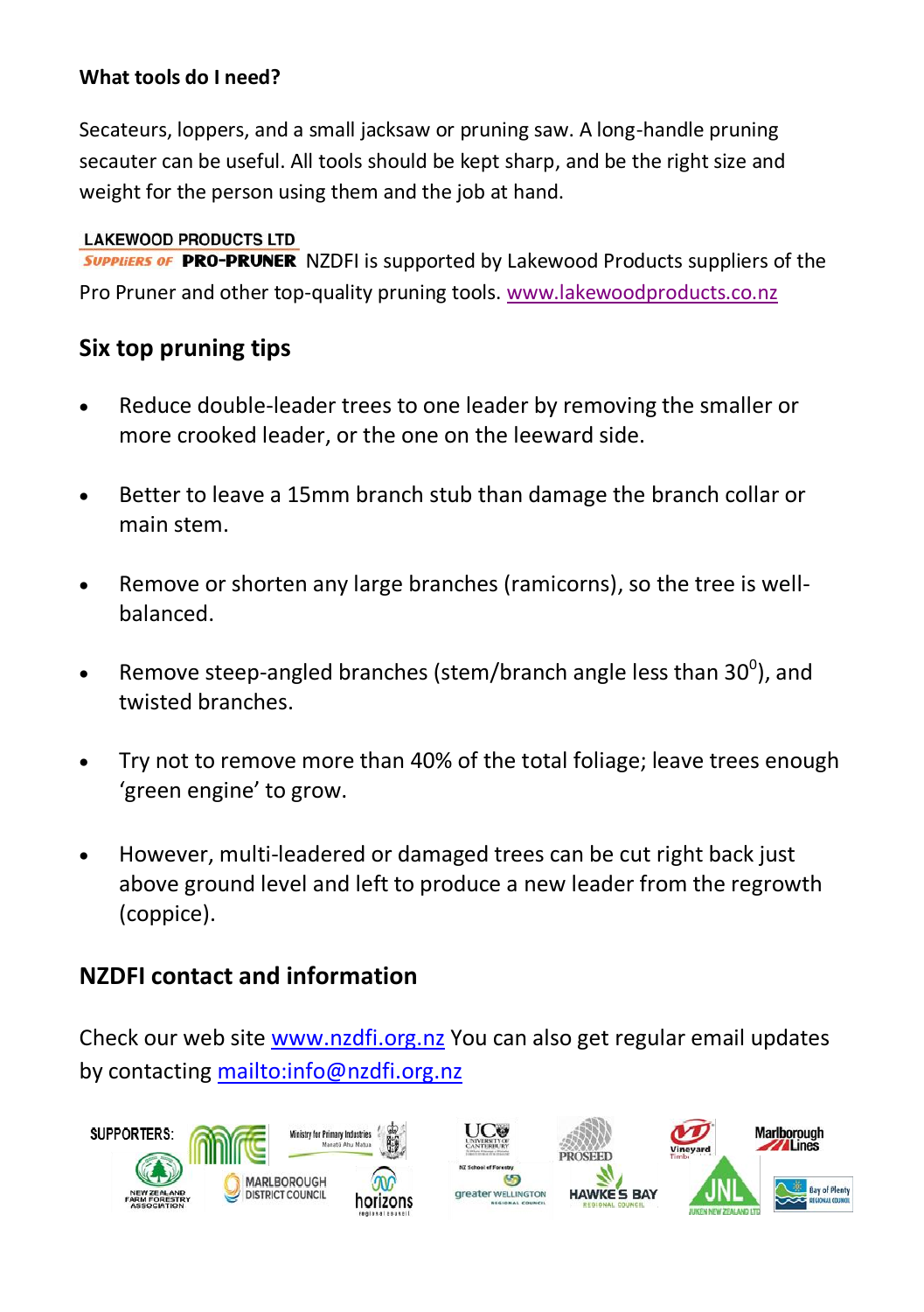**What tools do I need?**

Secateurs, loppers, and a small jacksaw or pruning saw. A long-handle pruning secauter can be useful. All tools should be kept sharp, and be the right size and weight for the person using them and the job at hand.

LAKEWOOD PRODUCTS LTD
SUPPLIERS OF **PRO-PRUNER** NZDFI is supported by Lakewood Products suppliers of the Pro Pruner and other top-quality pruning tools. www.lakewoodproducts.co.nz

## Six top pruning tips

- Reduce double-leader trees to one leader by removing the smaller or more crooked leader, or the one on the leeward side.
- Better to leave a 15mm branch stub than damage the branch collar or main stem.
- Remove or shorten any large branches (ramicorns), so the tree is well-balanced.
- Remove steep-angled branches (stem/branch angle less than $30^0$), and twisted branches.
- Try not to remove more than 40% of the total foliage; leave trees enough 'green engine' to grow.
- However, multi-leadered or damaged trees can be cut right back just above ground level and left to produce a new leader from the regrowth (coppice).

## NZDFI contact and information

Check our web site www.nzdfi.org.nz You can also get regular email updates by contacting mailto:info@nzdfi.org.nz

SUPPORTERS: MFE, Ministry for Primary Industries Manatū Ahu Matua, University of Canterbury NZ School of Forestry, PROSEED, Vineyard Timbers, Marlborough Lines, New Zealand Farm Forestry Association, Marlborough District Council, horizons regional council, greater Wellington Regional Council, Hawke's Bay Regional Council, JNL Juken New Zealand Ltd, Bay of Plenty Regional Council